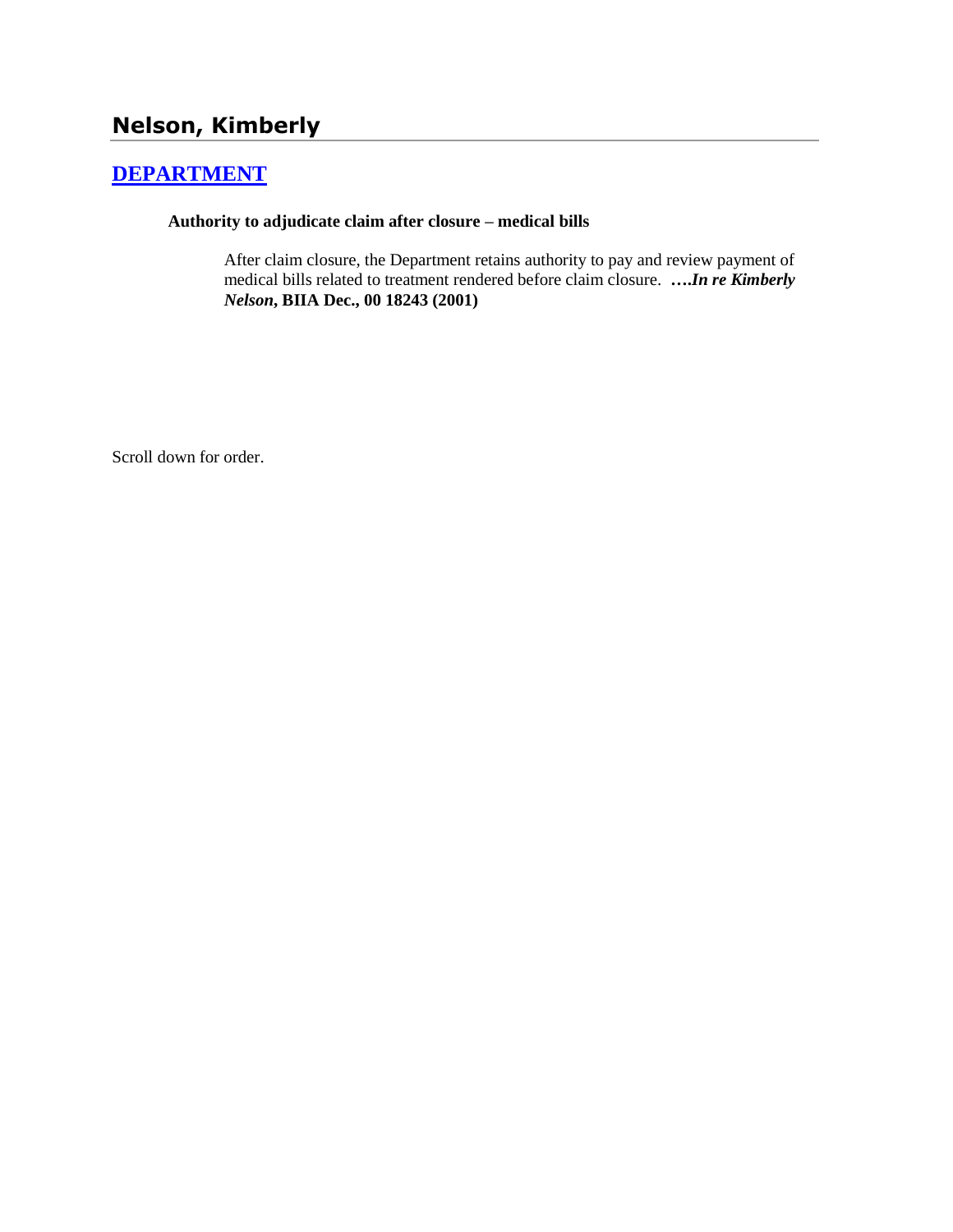## Nelson, Kimberly

### [DEPARTMENT]

**Authority to adjudicate claim after closure – medical bills**

After claim closure, the Department retains authority to pay and review payment of medical bills related to treatment rendered before claim closure. ***….In re Kimberly Nelson*, BIIA Dec., 00 18243 (2001)**

Scroll down for order.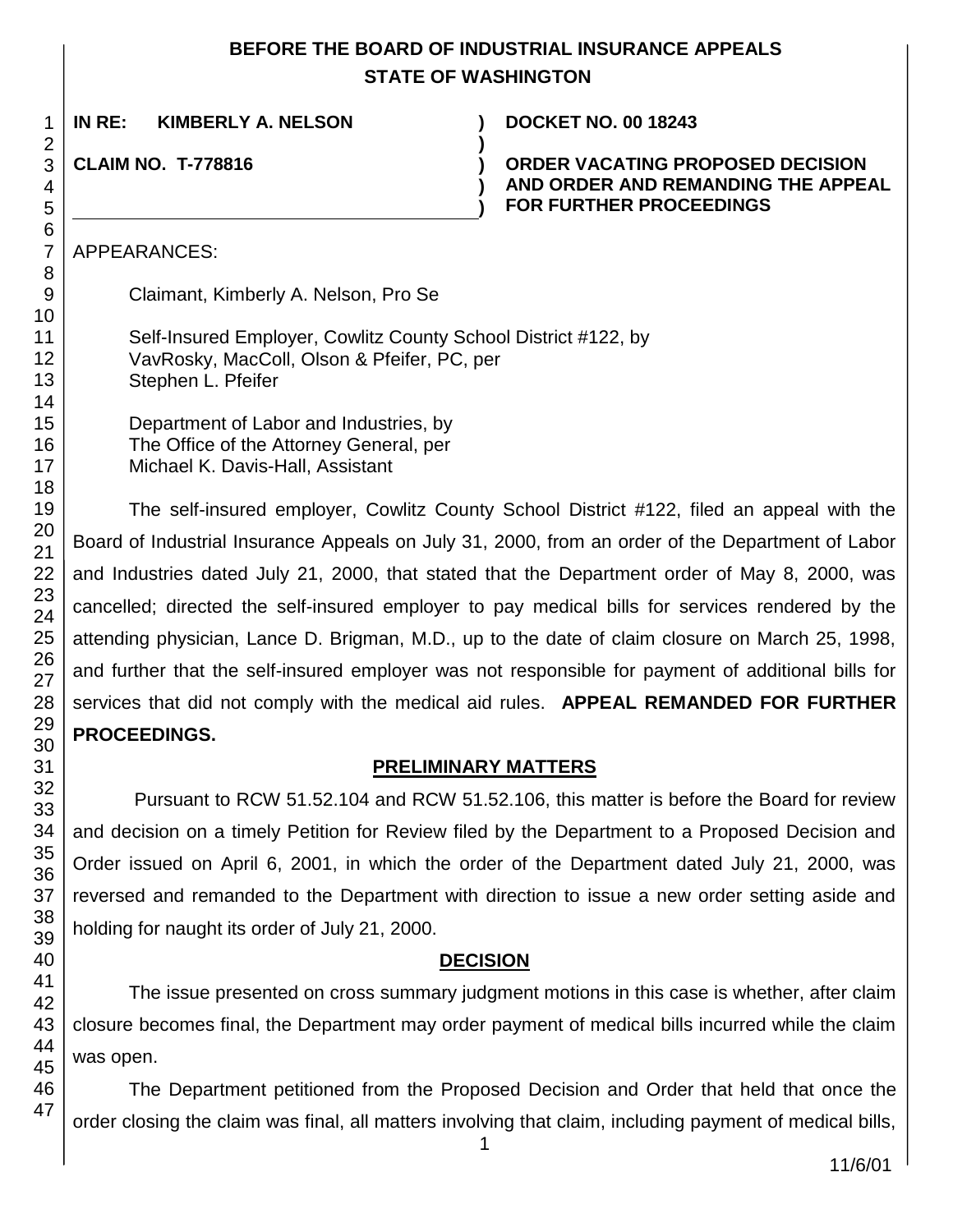**BEFORE THE BOARD OF INDUSTRIAL INSURANCE APPEALS**
**STATE OF WASHINGTON**

| | | |
|---|---|---|
| **IN RE: KIMBERLY A. NELSON** | **)** | **DOCKET NO. 00 18243** |
| | **)** | |
| **CLAIM NO. T-778816** | **)** | **ORDER VACATING PROPOSED DECISION AND ORDER AND REMANDING THE APPEAL FOR FURTHER PROCEEDINGS** |

APPEARANCES:

Claimant, Kimberly A. Nelson, Pro Se

Self-Insured Employer, Cowlitz County School District #122, by
VavRosky, MacColl, Olson & Pfeifer, PC, per
Stephen L. Pfeifer

Department of Labor and Industries, by
The Office of the Attorney General, per
Michael K. Davis-Hall, Assistant

The self-insured employer, Cowlitz County School District #122, filed an appeal with the Board of Industrial Insurance Appeals on July 31, 2000, from an order of the Department of Labor and Industries dated July 21, 2000, that stated that the Department order of May 8, 2000, was cancelled; directed the self-insured employer to pay medical bills for services rendered by the attending physician, Lance D. Brigman, M.D., up to the date of claim closure on March 25, 1998, and further that the self-insured employer was not responsible for payment of additional bills for services that did not comply with the medical aid rules. **APPEAL REMANDED FOR FURTHER PROCEEDINGS.**

## PRELIMINARY MATTERS

Pursuant to RCW 51.52.104 and RCW 51.52.106, this matter is before the Board for review and decision on a timely Petition for Review filed by the Department to a Proposed Decision and Order issued on April 6, 2001, in which the order of the Department dated July 21, 2000, was reversed and remanded to the Department with direction to issue a new order setting aside and holding for naught its order of July 21, 2000.

## DECISION

The issue presented on cross summary judgment motions in this case is whether, after claim closure becomes final, the Department may order payment of medical bills incurred while the claim was open.

The Department petitioned from the Proposed Decision and Order that held that once the order closing the claim was final, all matters involving that claim, including payment of medical bills,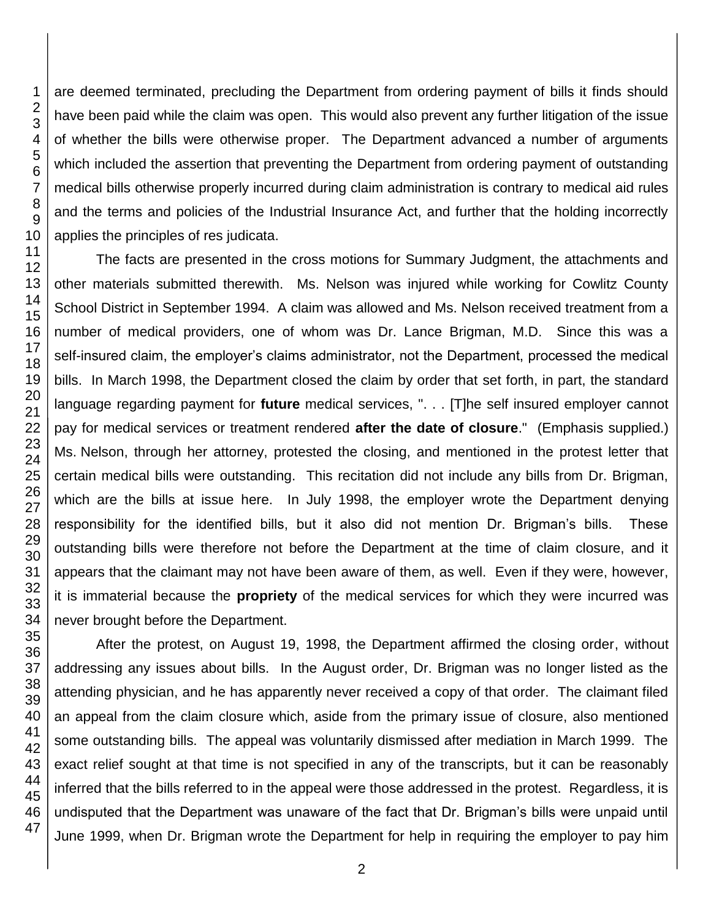are deemed terminated, precluding the Department from ordering payment of bills it finds should have been paid while the claim was open. This would also prevent any further litigation of the issue of whether the bills were otherwise proper. The Department advanced a number of arguments which included the assertion that preventing the Department from ordering payment of outstanding medical bills otherwise properly incurred during claim administration is contrary to medical aid rules and the terms and policies of the Industrial Insurance Act, and further that the holding incorrectly applies the principles of res judicata.

The facts are presented in the cross motions for Summary Judgment, the attachments and other materials submitted therewith. Ms. Nelson was injured while working for Cowlitz County School District in September 1994. A claim was allowed and Ms. Nelson received treatment from a number of medical providers, one of whom was Dr. Lance Brigman, M.D. Since this was a self-insured claim, the employer's claims administrator, not the Department, processed the medical bills. In March 1998, the Department closed the claim by order that set forth, in part, the standard language regarding payment for **future** medical services, ". . . [T]he self insured employer cannot pay for medical services or treatment rendered **after the date of closure**." (Emphasis supplied.) Ms. Nelson, through her attorney, protested the closing, and mentioned in the protest letter that certain medical bills were outstanding. This recitation did not include any bills from Dr. Brigman, which are the bills at issue here. In July 1998, the employer wrote the Department denying responsibility for the identified bills, but it also did not mention Dr. Brigman's bills. These outstanding bills were therefore not before the Department at the time of claim closure, and it appears that the claimant may not have been aware of them, as well. Even if they were, however, it is immaterial because the **propriety** of the medical services for which they were incurred was never brought before the Department.

After the protest, on August 19, 1998, the Department affirmed the closing order, without addressing any issues about bills. In the August order, Dr. Brigman was no longer listed as the attending physician, and he has apparently never received a copy of that order. The claimant filed an appeal from the claim closure which, aside from the primary issue of closure, also mentioned some outstanding bills. The appeal was voluntarily dismissed after mediation in March 1999. The exact relief sought at that time is not specified in any of the transcripts, but it can be reasonably inferred that the bills referred to in the appeal were those addressed in the protest. Regardless, it is undisputed that the Department was unaware of the fact that Dr. Brigman's bills were unpaid until June 1999, when Dr. Brigman wrote the Department for help in requiring the employer to pay him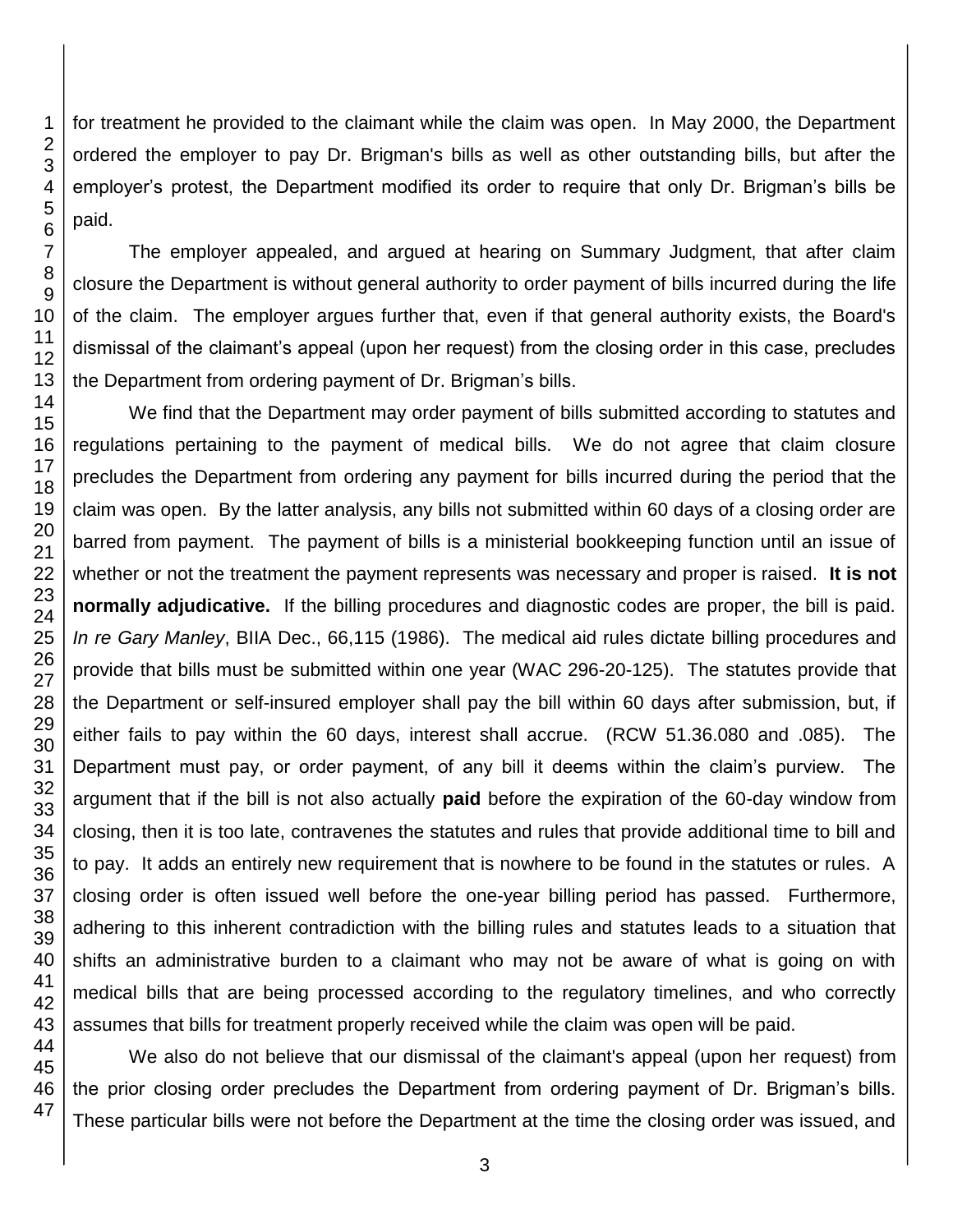for treatment he provided to the claimant while the claim was open. In May 2000, the Department ordered the employer to pay Dr. Brigman's bills as well as other outstanding bills, but after the employer's protest, the Department modified its order to require that only Dr. Brigman's bills be paid.

The employer appealed, and argued at hearing on Summary Judgment, that after claim closure the Department is without general authority to order payment of bills incurred during the life of the claim. The employer argues further that, even if that general authority exists, the Board's dismissal of the claimant's appeal (upon her request) from the closing order in this case, precludes the Department from ordering payment of Dr. Brigman's bills.

We find that the Department may order payment of bills submitted according to statutes and regulations pertaining to the payment of medical bills. We do not agree that claim closure precludes the Department from ordering any payment for bills incurred during the period that the claim was open. By the latter analysis, any bills not submitted within 60 days of a closing order are barred from payment. The payment of bills is a ministerial bookkeeping function until an issue of whether or not the treatment the payment represents was necessary and proper is raised. **It is not normally adjudicative.** If the billing procedures and diagnostic codes are proper, the bill is paid. *In re Gary Manley*, BIIA Dec., 66,115 (1986). The medical aid rules dictate billing procedures and provide that bills must be submitted within one year (WAC 296-20-125). The statutes provide that the Department or self-insured employer shall pay the bill within 60 days after submission, but, if either fails to pay within the 60 days, interest shall accrue. (RCW 51.36.080 and .085). The Department must pay, or order payment, of any bill it deems within the claim's purview. The argument that if the bill is not also actually **paid** before the expiration of the 60-day window from closing, then it is too late, contravenes the statutes and rules that provide additional time to bill and to pay. It adds an entirely new requirement that is nowhere to be found in the statutes or rules. A closing order is often issued well before the one-year billing period has passed. Furthermore, adhering to this inherent contradiction with the billing rules and statutes leads to a situation that shifts an administrative burden to a claimant who may not be aware of what is going on with medical bills that are being processed according to the regulatory timelines, and who correctly assumes that bills for treatment properly received while the claim was open will be paid.

We also do not believe that our dismissal of the claimant's appeal (upon her request) from the prior closing order precludes the Department from ordering payment of Dr. Brigman's bills. These particular bills were not before the Department at the time the closing order was issued, and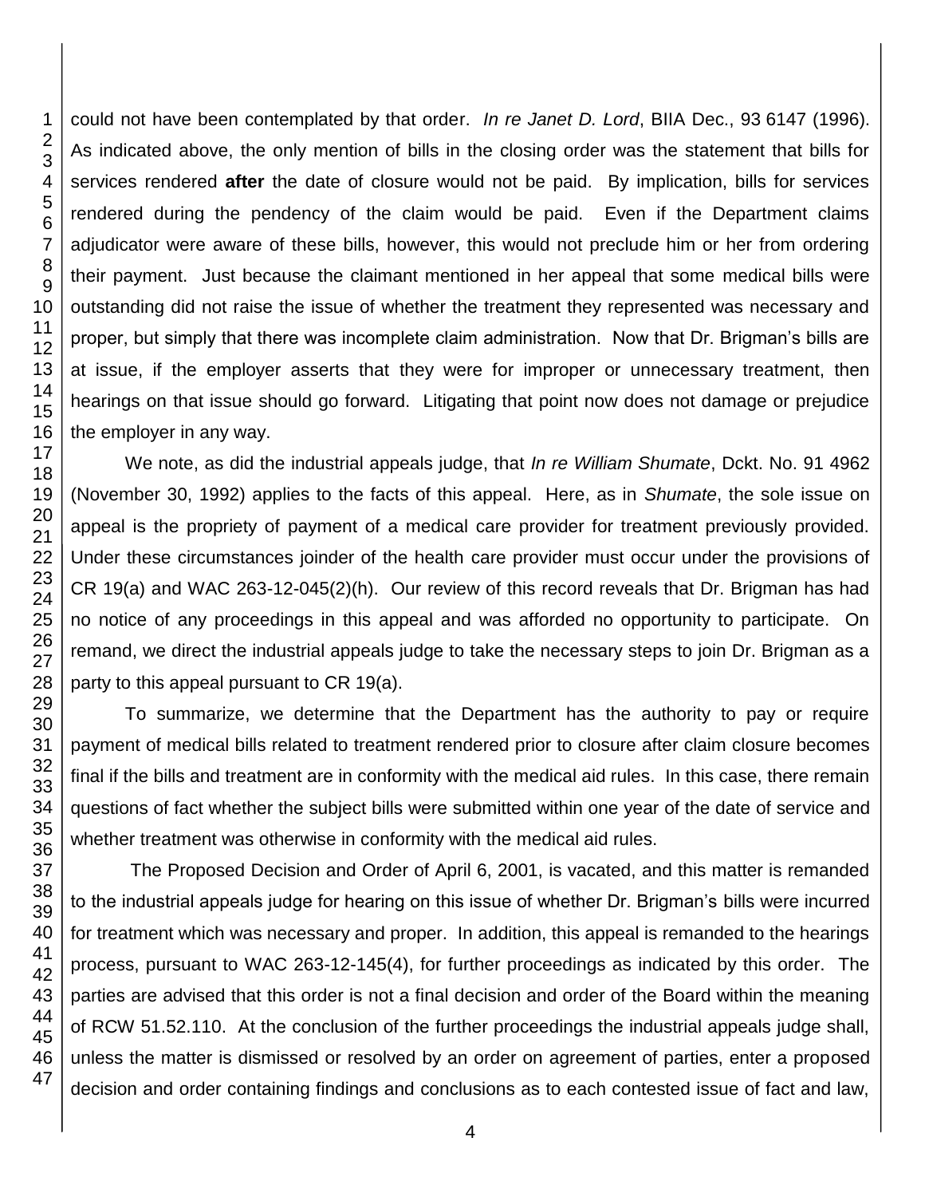could not have been contemplated by that order. *In re Janet D. Lord*, BIIA Dec., 93 6147 (1996). As indicated above, the only mention of bills in the closing order was the statement that bills for services rendered **after** the date of closure would not be paid. By implication, bills for services rendered during the pendency of the claim would be paid. Even if the Department claims adjudicator were aware of these bills, however, this would not preclude him or her from ordering their payment. Just because the claimant mentioned in her appeal that some medical bills were outstanding did not raise the issue of whether the treatment they represented was necessary and proper, but simply that there was incomplete claim administration. Now that Dr. Brigman's bills are at issue, if the employer asserts that they were for improper or unnecessary treatment, then hearings on that issue should go forward. Litigating that point now does not damage or prejudice the employer in any way.

We note, as did the industrial appeals judge, that *In re William Shumate*, Dckt. No. 91 4962 (November 30, 1992) applies to the facts of this appeal. Here, as in *Shumate*, the sole issue on appeal is the propriety of payment of a medical care provider for treatment previously provided. Under these circumstances joinder of the health care provider must occur under the provisions of CR 19(a) and WAC 263-12-045(2)(h). Our review of this record reveals that Dr. Brigman has had no notice of any proceedings in this appeal and was afforded no opportunity to participate. On remand, we direct the industrial appeals judge to take the necessary steps to join Dr. Brigman as a party to this appeal pursuant to CR 19(a).

To summarize, we determine that the Department has the authority to pay or require payment of medical bills related to treatment rendered prior to closure after claim closure becomes final if the bills and treatment are in conformity with the medical aid rules. In this case, there remain questions of fact whether the subject bills were submitted within one year of the date of service and whether treatment was otherwise in conformity with the medical aid rules.

The Proposed Decision and Order of April 6, 2001, is vacated, and this matter is remanded to the industrial appeals judge for hearing on this issue of whether Dr. Brigman's bills were incurred for treatment which was necessary and proper. In addition, this appeal is remanded to the hearings process, pursuant to WAC 263-12-145(4), for further proceedings as indicated by this order. The parties are advised that this order is not a final decision and order of the Board within the meaning of RCW 51.52.110. At the conclusion of the further proceedings the industrial appeals judge shall, unless the matter is dismissed or resolved by an order on agreement of parties, enter a proposed decision and order containing findings and conclusions as to each contested issue of fact and law,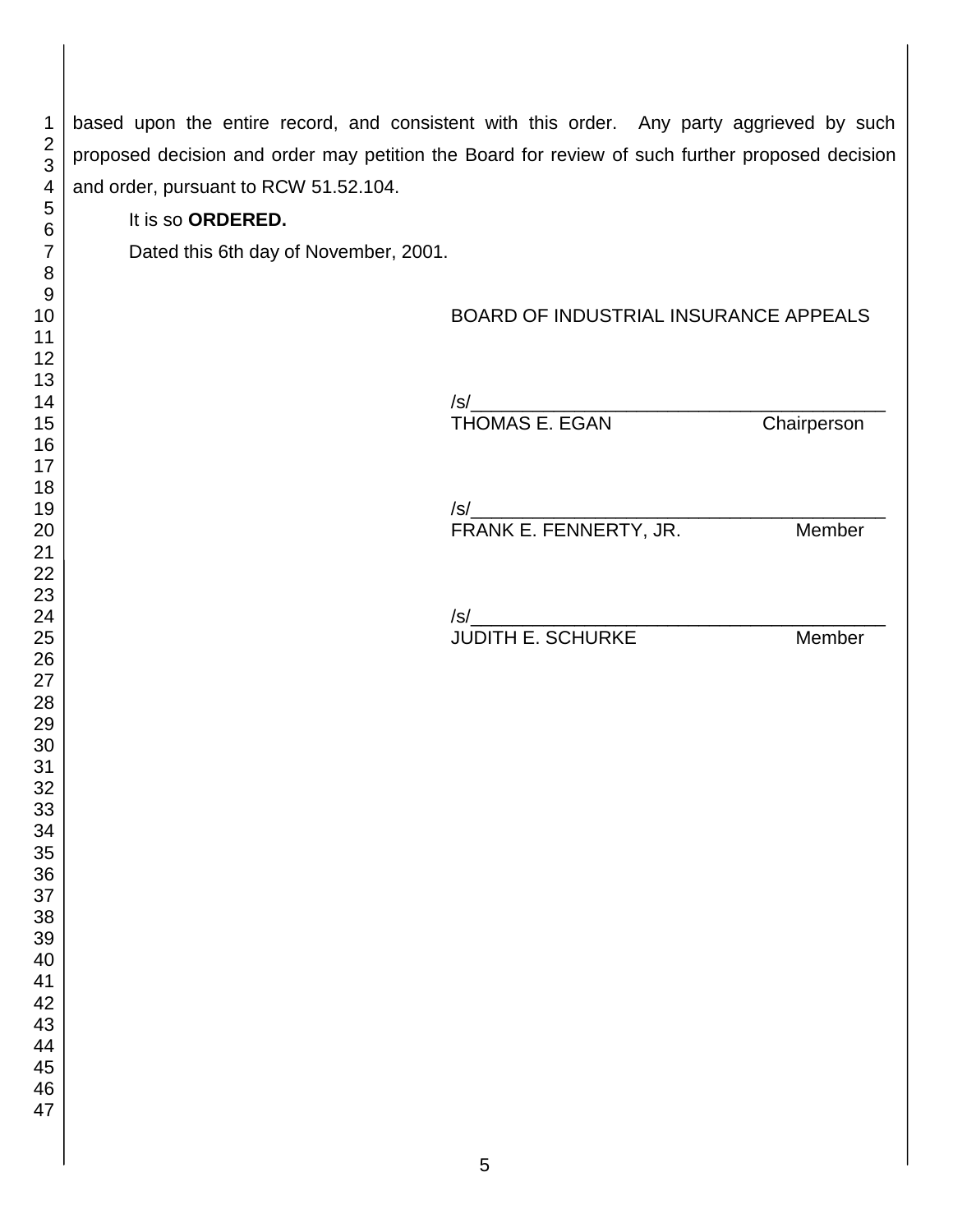based upon the entire record, and consistent with this order. Any party aggrieved by such proposed decision and order may petition the Board for review of such further proposed decision and order, pursuant to RCW 51.52.104.

It is so **ORDERED.**

Dated this 6th day of November, 2001.

BOARD OF INDUSTRIAL INSURANCE APPEALS

/s/________________________________________
THOMAS E. EGAN Chairperson

/s/________________________________________
FRANK E. FENNERTY, JR. Member

/s/________________________________________
JUDITH E. SCHURKE Member